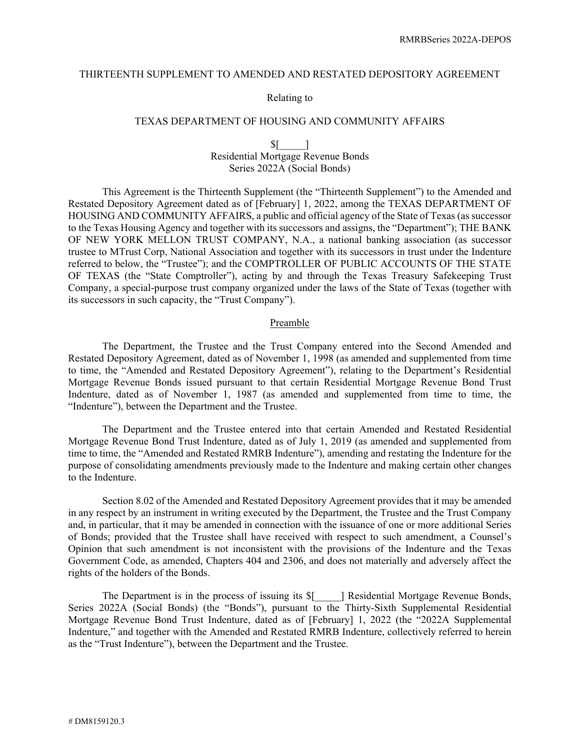THIRTEENTH SUPPLEMENT TO AMENDED AND RESTATED DEPOSITORY AGREEMENT

Relating to

TEXAS DEPARTMENT OF HOUSING AND COMMUNITY AFFAIRS

$[_____]
Residential Mortgage Revenue Bonds
Series 2022A (Social Bonds)

This Agreement is the Thirteenth Supplement (the "Thirteenth Supplement") to the Amended and Restated Depository Agreement dated as of [February] 1, 2022, among the TEXAS DEPARTMENT OF HOUSING AND COMMUNITY AFFAIRS, a public and official agency of the State of Texas (as successor to the Texas Housing Agency and together with its successors and assigns, the "Department"); THE BANK OF NEW YORK MELLON TRUST COMPANY, N.A., a national banking association (as successor trustee to MTrust Corp, National Association and together with its successors in trust under the Indenture referred to below, the "Trustee"); and the COMPTROLLER OF PUBLIC ACCOUNTS OF THE STATE OF TEXAS (the "State Comptroller"), acting by and through the Texas Treasury Safekeeping Trust Company, a special-purpose trust company organized under the laws of the State of Texas (together with its successors in such capacity, the "Trust Company").

Preamble

The Department, the Trustee and the Trust Company entered into the Second Amended and Restated Depository Agreement, dated as of November 1, 1998 (as amended and supplemented from time to time, the "Amended and Restated Depository Agreement"), relating to the Department's Residential Mortgage Revenue Bonds issued pursuant to that certain Residential Mortgage Revenue Bond Trust Indenture, dated as of November 1, 1987 (as amended and supplemented from time to time, the "Indenture"), between the Department and the Trustee.

The Department and the Trustee entered into that certain Amended and Restated Residential Mortgage Revenue Bond Trust Indenture, dated as of July 1, 2019 (as amended and supplemented from time to time, the "Amended and Restated RMRB Indenture"), amending and restating the Indenture for the purpose of consolidating amendments previously made to the Indenture and making certain other changes to the Indenture.

Section 8.02 of the Amended and Restated Depository Agreement provides that it may be amended in any respect by an instrument in writing executed by the Department, the Trustee and the Trust Company and, in particular, that it may be amended in connection with the issuance of one or more additional Series of Bonds; provided that the Trustee shall have received with respect to such amendment, a Counsel's Opinion that such amendment is not inconsistent with the provisions of the Indenture and the Texas Government Code, as amended, Chapters 404 and 2306, and does not materially and adversely affect the rights of the holders of the Bonds.

The Department is in the process of issuing its $[_____] Residential Mortgage Revenue Bonds, Series 2022A (Social Bonds) (the "Bonds"), pursuant to the Thirty-Sixth Supplemental Residential Mortgage Revenue Bond Trust Indenture, dated as of [February] 1, 2022 (the "2022A Supplemental Indenture," and together with the Amended and Restated RMRB Indenture, collectively referred to herein as the "Trust Indenture"), between the Department and the Trustee.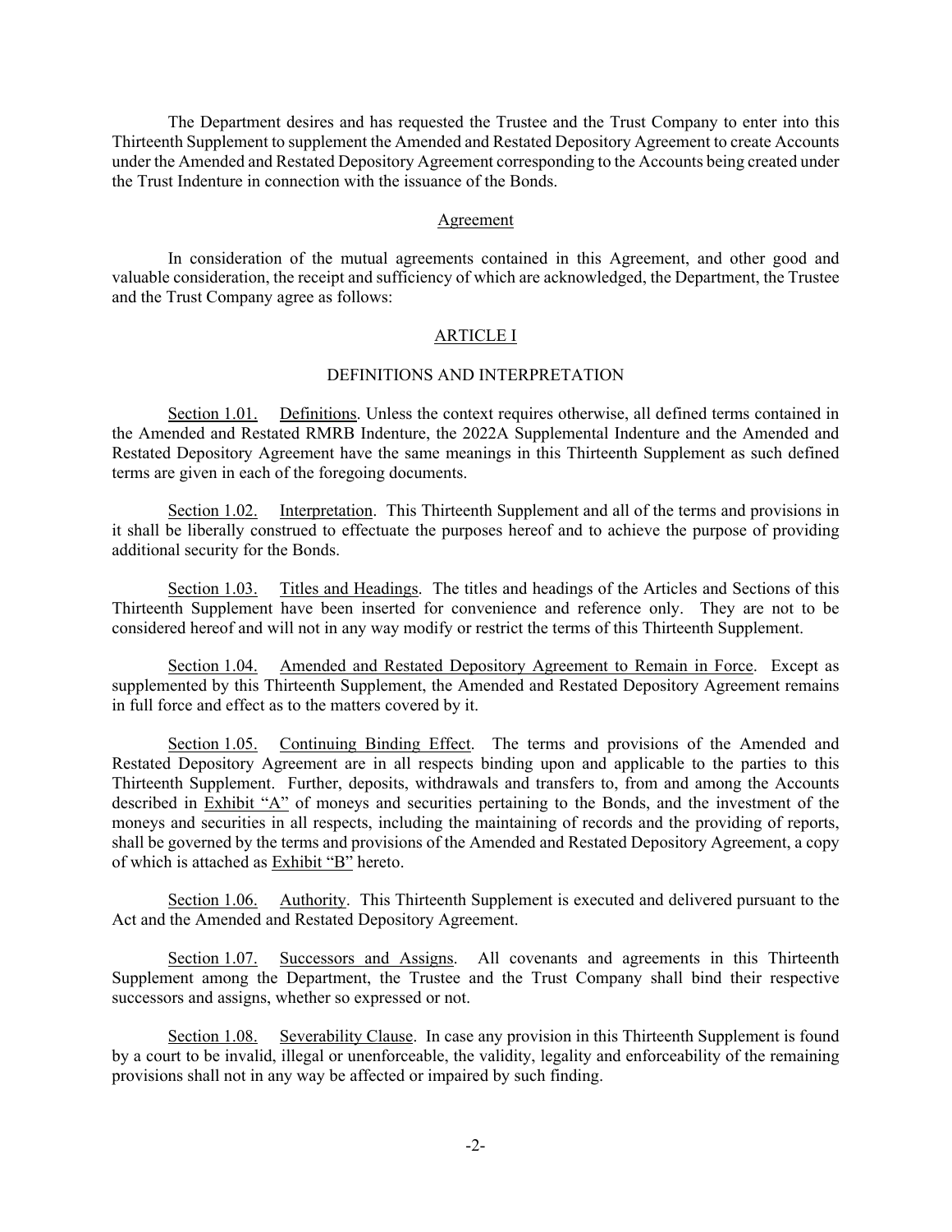The Department desires and has requested the Trustee and the Trust Company to enter into this Thirteenth Supplement to supplement the Amended and Restated Depository Agreement to create Accounts under the Amended and Restated Depository Agreement corresponding to the Accounts being created under the Trust Indenture in connection with the issuance of the Bonds.

## Agreement

In consideration of the mutual agreements contained in this Agreement, and other good and valuable consideration, the receipt and sufficiency of which are acknowledged, the Department, the Trustee and the Trust Company agree as follows:

## ARTICLE I

## DEFINITIONS AND INTERPRETATION

Section 1.01. Definitions. Unless the context requires otherwise, all defined terms contained in the Amended and Restated RMRB Indenture, the 2022A Supplemental Indenture and the Amended and Restated Depository Agreement have the same meanings in this Thirteenth Supplement as such defined terms are given in each of the foregoing documents.

Section 1.02. Interpretation. This Thirteenth Supplement and all of the terms and provisions in it shall be liberally construed to effectuate the purposes hereof and to achieve the purpose of providing additional security for the Bonds.

Section 1.03. Titles and Headings. The titles and headings of the Articles and Sections of this Thirteenth Supplement have been inserted for convenience and reference only. They are not to be considered hereof and will not in any way modify or restrict the terms of this Thirteenth Supplement.

Section 1.04. Amended and Restated Depository Agreement to Remain in Force. Except as supplemented by this Thirteenth Supplement, the Amended and Restated Depository Agreement remains in full force and effect as to the matters covered by it.

Section 1.05. Continuing Binding Effect. The terms and provisions of the Amended and Restated Depository Agreement are in all respects binding upon and applicable to the parties to this Thirteenth Supplement. Further, deposits, withdrawals and transfers to, from and among the Accounts described in Exhibit "A" of moneys and securities pertaining to the Bonds, and the investment of the moneys and securities in all respects, including the maintaining of records and the providing of reports, shall be governed by the terms and provisions of the Amended and Restated Depository Agreement, a copy of which is attached as Exhibit "B" hereto.

Section 1.06. Authority. This Thirteenth Supplement is executed and delivered pursuant to the Act and the Amended and Restated Depository Agreement.

Section 1.07. Successors and Assigns. All covenants and agreements in this Thirteenth Supplement among the Department, the Trustee and the Trust Company shall bind their respective successors and assigns, whether so expressed or not.

Section 1.08. Severability Clause. In case any provision in this Thirteenth Supplement is found by a court to be invalid, illegal or unenforceable, the validity, legality and enforceability of the remaining provisions shall not in any way be affected or impaired by such finding.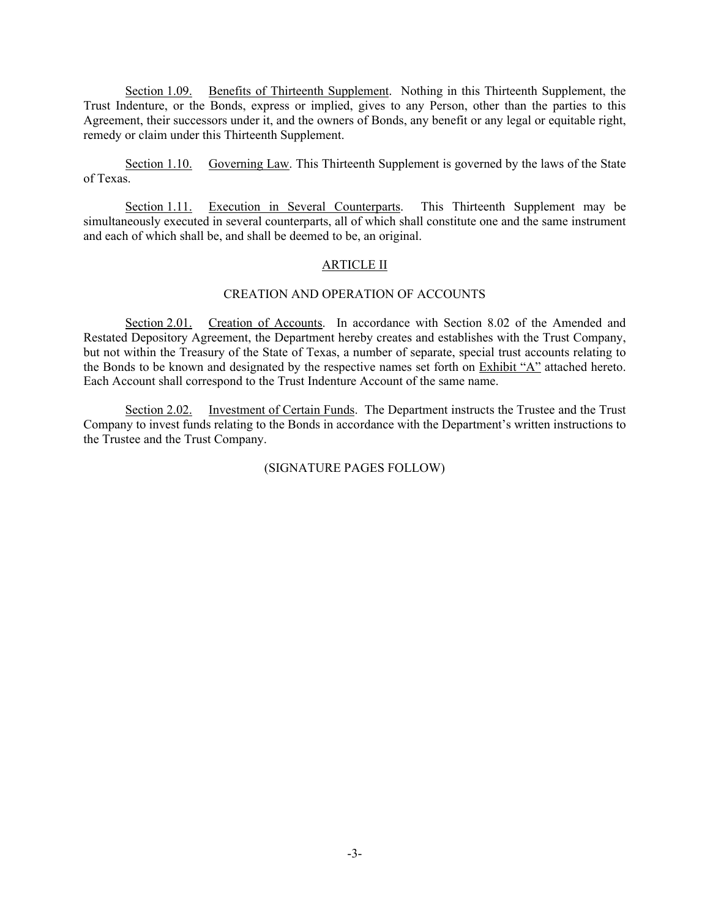Section 1.09. Benefits of Thirteenth Supplement. Nothing in this Thirteenth Supplement, the Trust Indenture, or the Bonds, express or implied, gives to any Person, other than the parties to this Agreement, their successors under it, and the owners of Bonds, any benefit or any legal or equitable right, remedy or claim under this Thirteenth Supplement.

Section 1.10. Governing Law. This Thirteenth Supplement is governed by the laws of the State of Texas.

Section 1.11. Execution in Several Counterparts. This Thirteenth Supplement may be simultaneously executed in several counterparts, all of which shall constitute one and the same instrument and each of which shall be, and shall be deemed to be, an original.

## ARTICLE II

## CREATION AND OPERATION OF ACCOUNTS

Section 2.01. Creation of Accounts. In accordance with Section 8.02 of the Amended and Restated Depository Agreement, the Department hereby creates and establishes with the Trust Company, but not within the Treasury of the State of Texas, a number of separate, special trust accounts relating to the Bonds to be known and designated by the respective names set forth on Exhibit "A" attached hereto. Each Account shall correspond to the Trust Indenture Account of the same name.

Section 2.02. Investment of Certain Funds. The Department instructs the Trustee and the Trust Company to invest funds relating to the Bonds in accordance with the Department's written instructions to the Trustee and the Trust Company.

(SIGNATURE PAGES FOLLOW)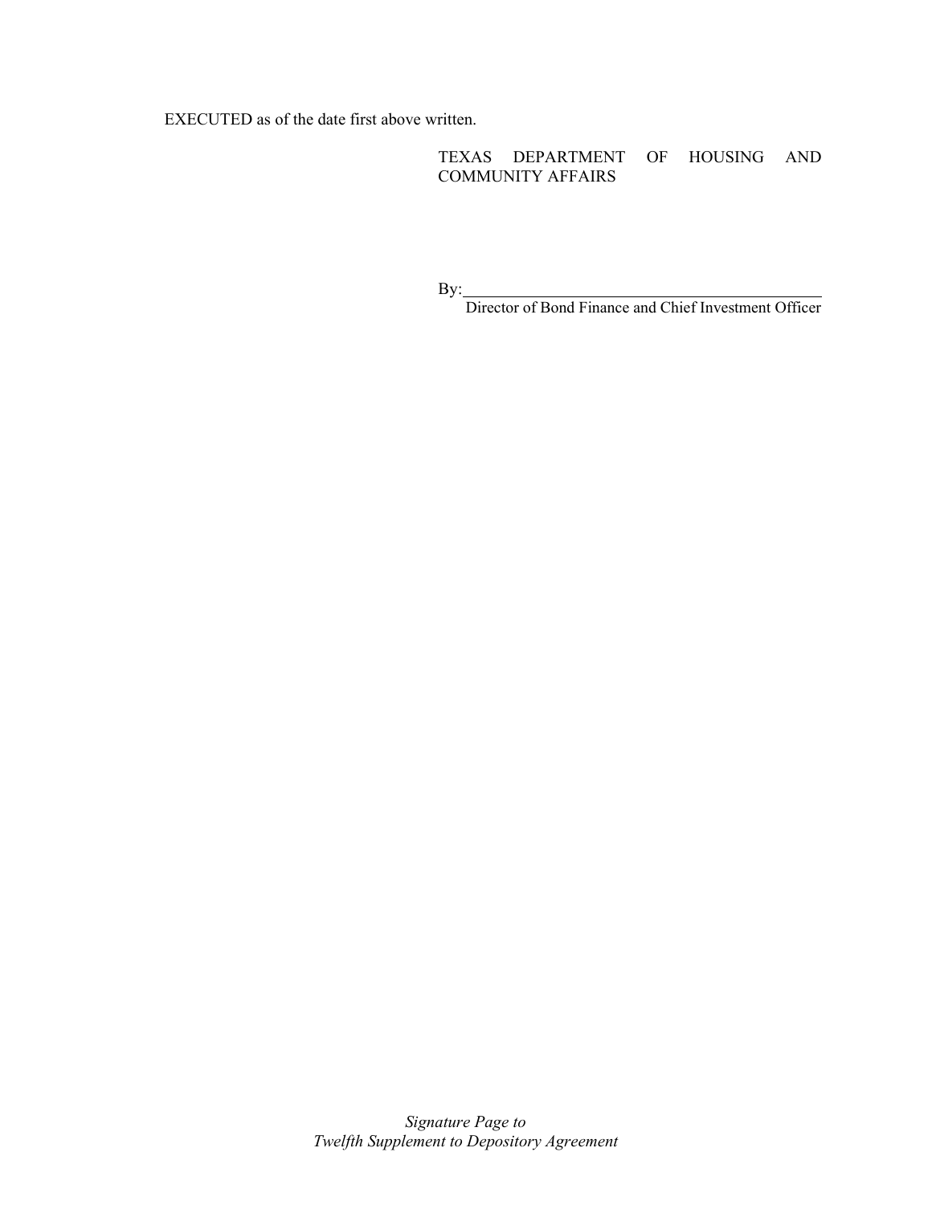EXECUTED as of the date first above written.

TEXAS DEPARTMENT OF HOUSING AND COMMUNITY AFFAIRS

By:\_\_\_\_\_\_\_\_\_\_\_\_\_\_\_\_\_\_\_\_\_\_\_\_\_\_\_\_\_\_\_\_\_\_\_\_\_\_\_\_\_\_\_\_
Director of Bond Finance and Chief Investment Officer

*Signature Page to*
*Twelfth Supplement to Depository Agreement*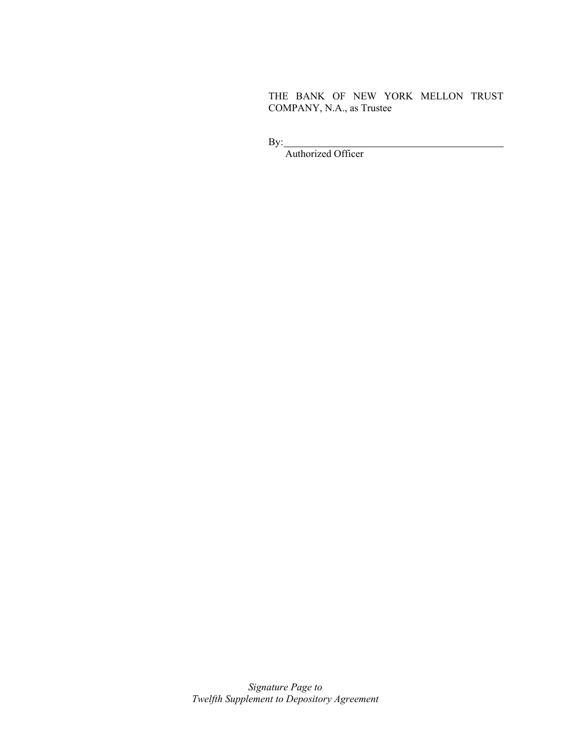THE BANK OF NEW YORK MELLON TRUST COMPANY, N.A., as Trustee

By:_______________________________________
Authorized Officer

*Signature Page to*
*Twelfth Supplement to Depository Agreement*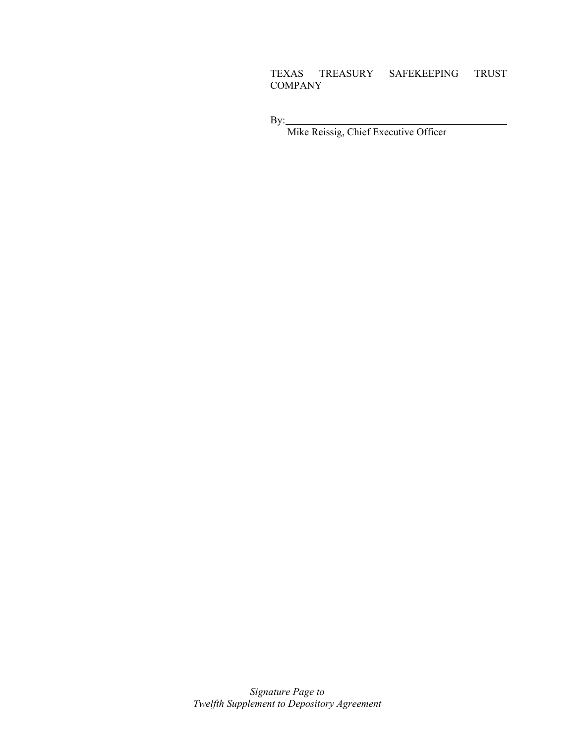TEXAS TREASURY SAFEKEEPING TRUST COMPANY

By:\_\_\_\_\_\_\_\_\_\_\_\_\_\_\_\_\_\_\_\_\_\_\_\_\_\_\_\_\_\_\_\_\_\_\_\_\_\_\_\_\_\_\_
Mike Reissig, Chief Executive Officer

*Signature Page to*
*Twelfth Supplement to Depository Agreement*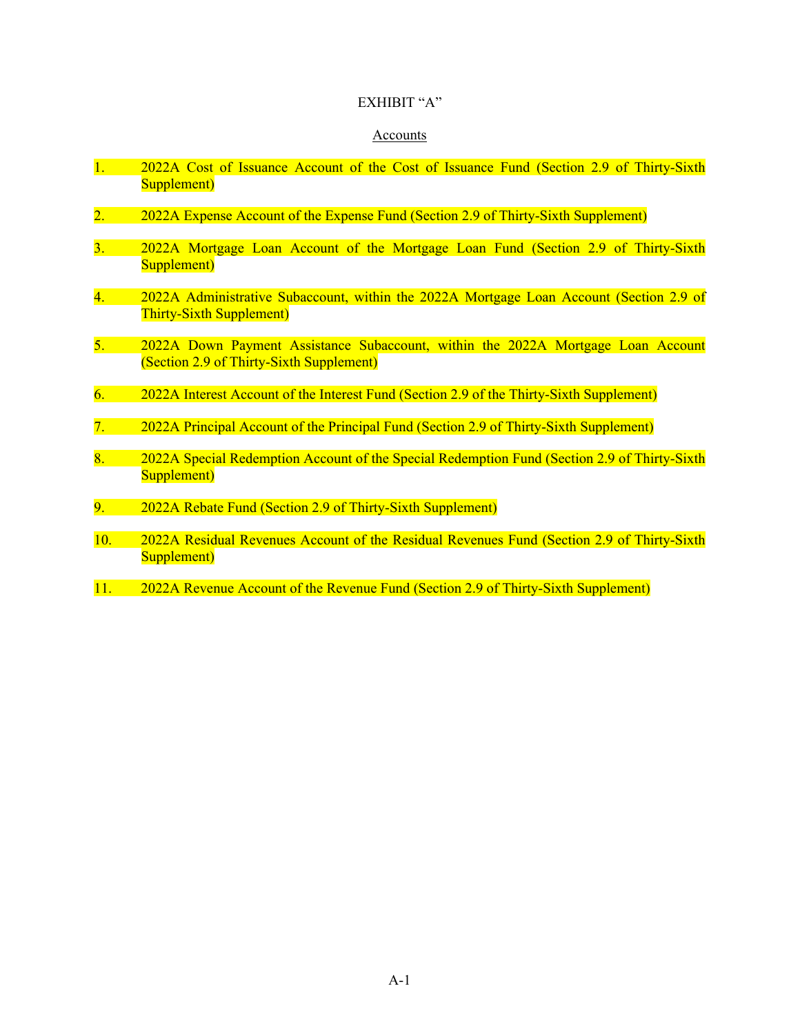EXHIBIT “A”

Accounts

1. 2022A Cost of Issuance Account of the Cost of Issuance Fund (Section 2.9 of Thirty-Sixth Supplement)

2. 2022A Expense Account of the Expense Fund (Section 2.9 of Thirty-Sixth Supplement)

3. 2022A Mortgage Loan Account of the Mortgage Loan Fund (Section 2.9 of Thirty-Sixth Supplement)

4. 2022A Administrative Subaccount, within the 2022A Mortgage Loan Account (Section 2.9 of Thirty-Sixth Supplement)

5. 2022A Down Payment Assistance Subaccount, within the 2022A Mortgage Loan Account (Section 2.9 of Thirty-Sixth Supplement)

6. 2022A Interest Account of the Interest Fund (Section 2.9 of the Thirty-Sixth Supplement)

7. 2022A Principal Account of the Principal Fund (Section 2.9 of Thirty-Sixth Supplement)

8. 2022A Special Redemption Account of the Special Redemption Fund (Section 2.9 of Thirty-Sixth Supplement)

9. 2022A Rebate Fund (Section 2.9 of Thirty-Sixth Supplement)

10. 2022A Residual Revenues Account of the Residual Revenues Fund (Section 2.9 of Thirty-Sixth Supplement)

11. 2022A Revenue Account of the Revenue Fund (Section 2.9 of Thirty-Sixth Supplement)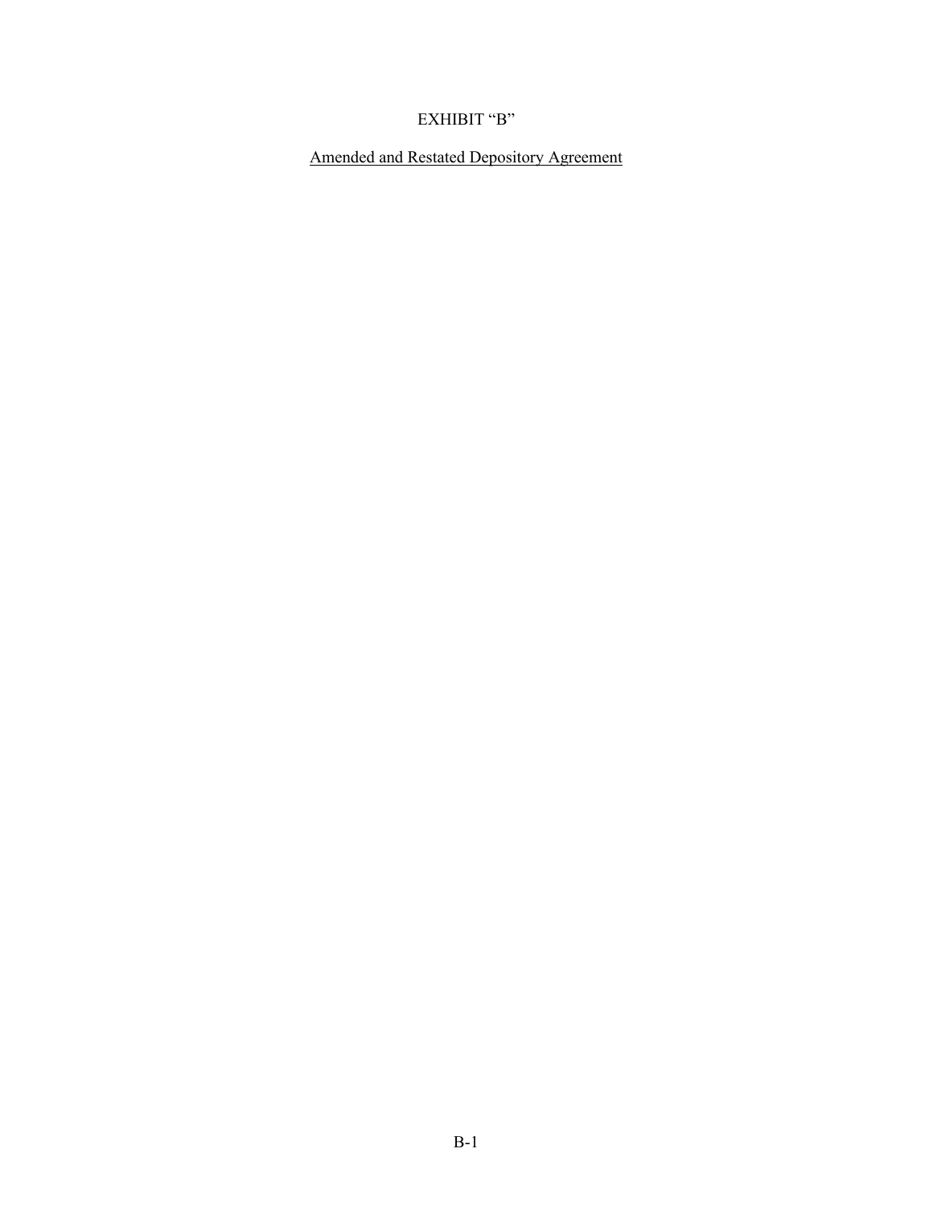EXHIBIT “B”

<u>Amended and Restated Depository Agreement</u>